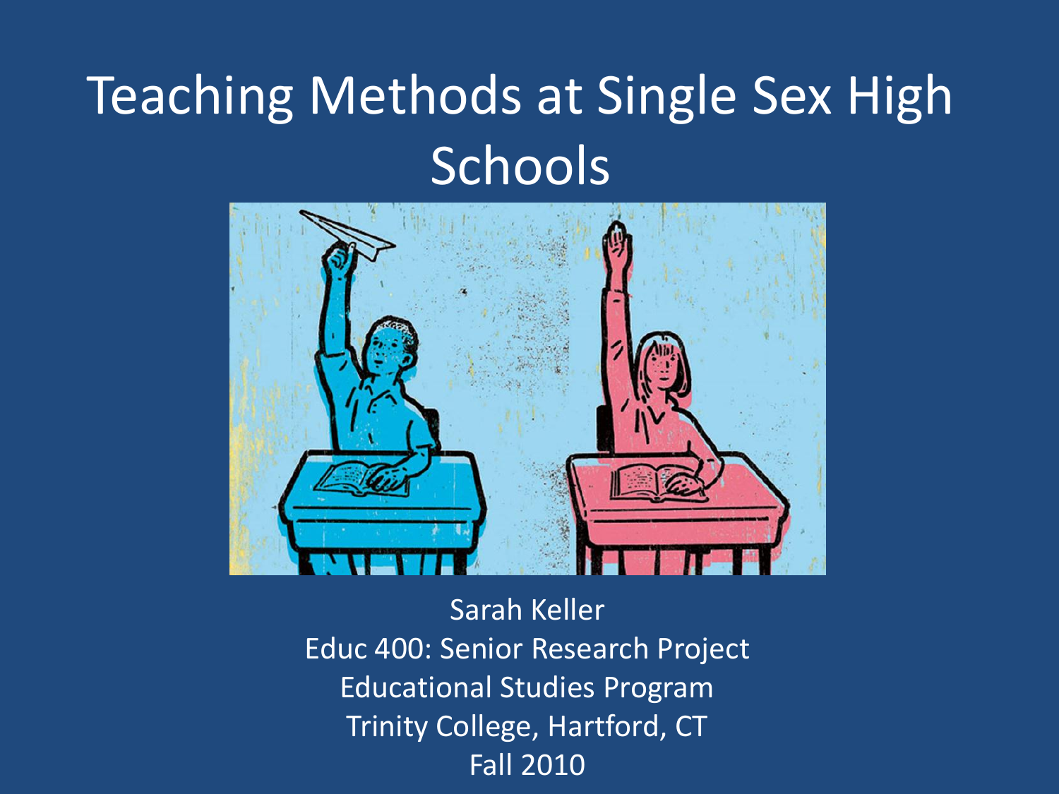# Teaching Methods at Single Sex High Schools

Sarah Keller
Educ 400: Senior Research Project
Educational Studies Program
Trinity College, Hartford, CT
Fall 2010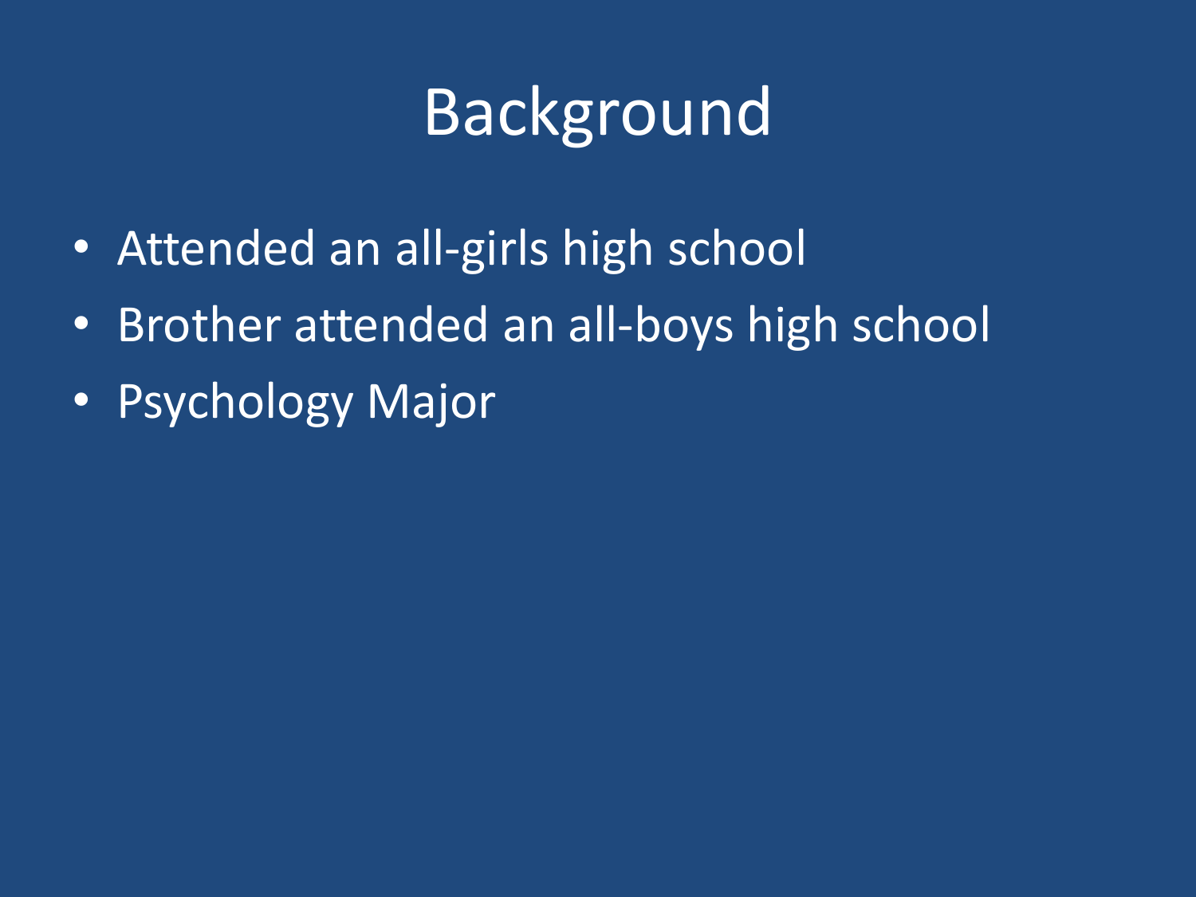# Background

- Attended an all-girls high school
- Brother attended an all-boys high school
- Psychology Major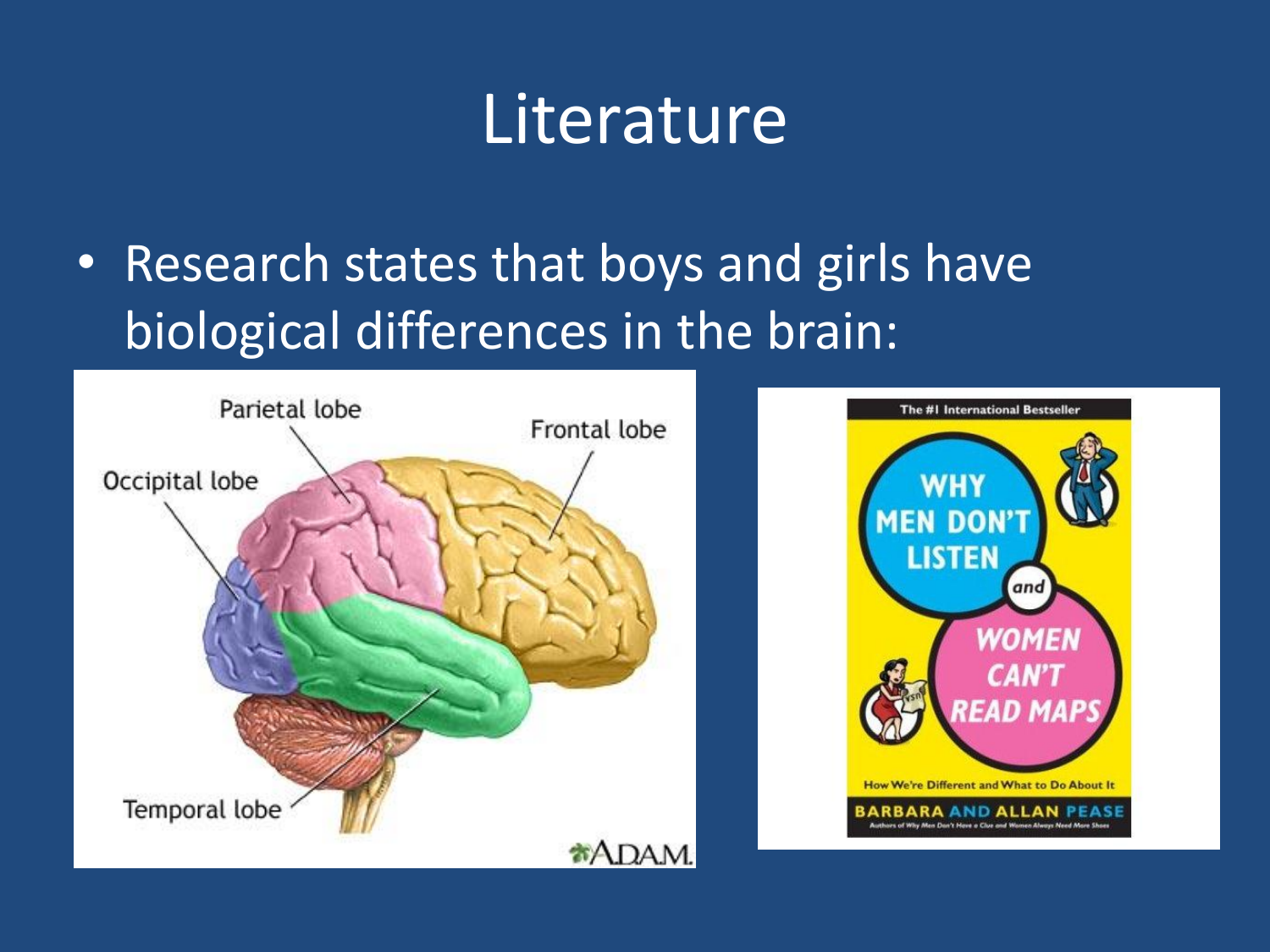# Literature

- Research states that boys and girls have biological differences in the brain: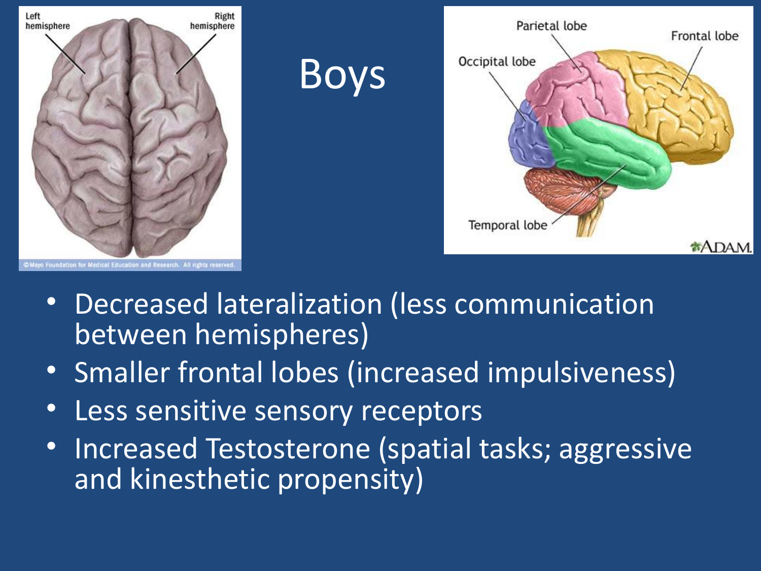# Boys

- Decreased lateralization (less communication between hemispheres)
- Smaller frontal lobes (increased impulsiveness)
- Less sensitive sensory receptors
- Increased Testosterone (spatial tasks; aggressive and kinesthetic propensity)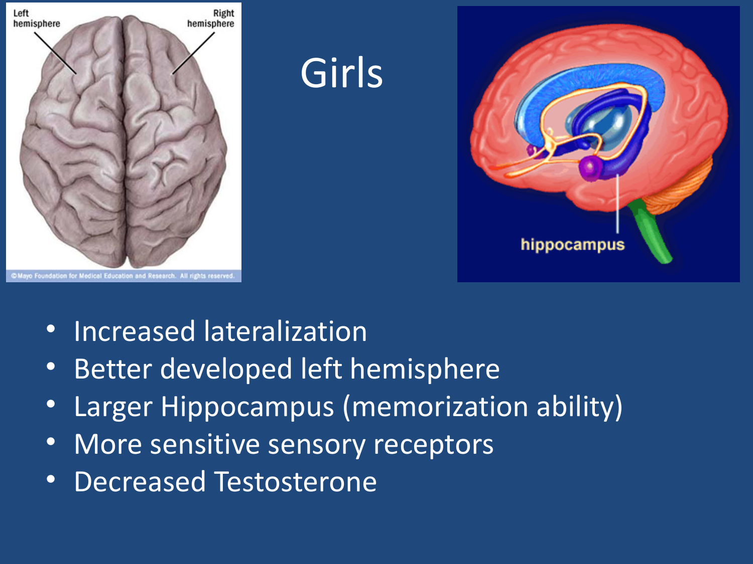# Girls

- Increased lateralization
- Better developed left hemisphere
- Larger Hippocampus (memorization ability)
- More sensitive sensory receptors
- Decreased Testosterone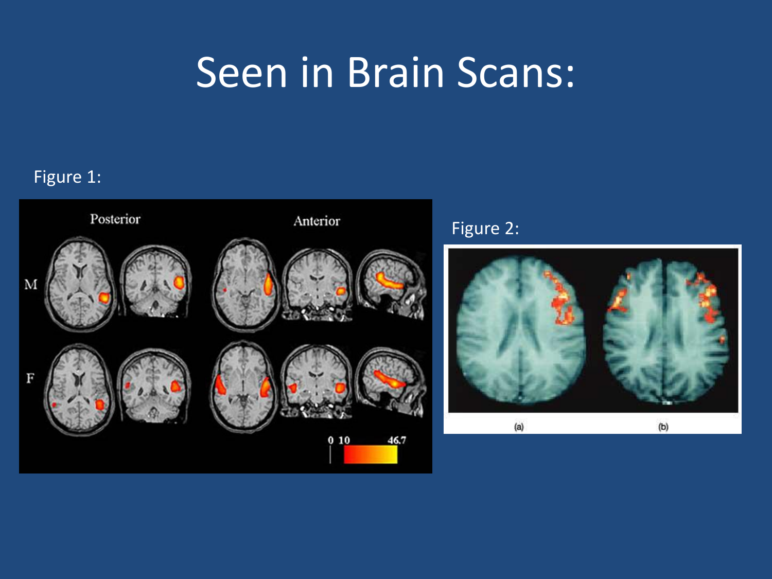# Seen in Brain Scans:

Figure 1:

Figure 2: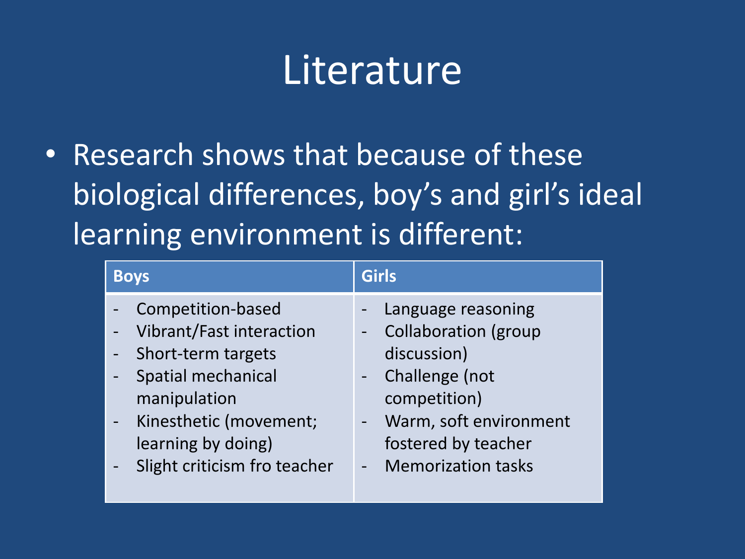# Literature

- Research shows that because of these biological differences, boy's and girl's ideal learning environment is different:

| Boys | Girls |
|---|---|
| - Competition-based<br>- Vibrant/Fast interaction<br>- Short-term targets<br>- Spatial mechanical manipulation<br>- Kinesthetic (movement; learning by doing)<br>- Slight criticism fro teacher | - Language reasoning<br>- Collaboration (group discussion)<br>- Challenge (not competition)<br>- Warm, soft environment fostered by teacher<br>- Memorization tasks |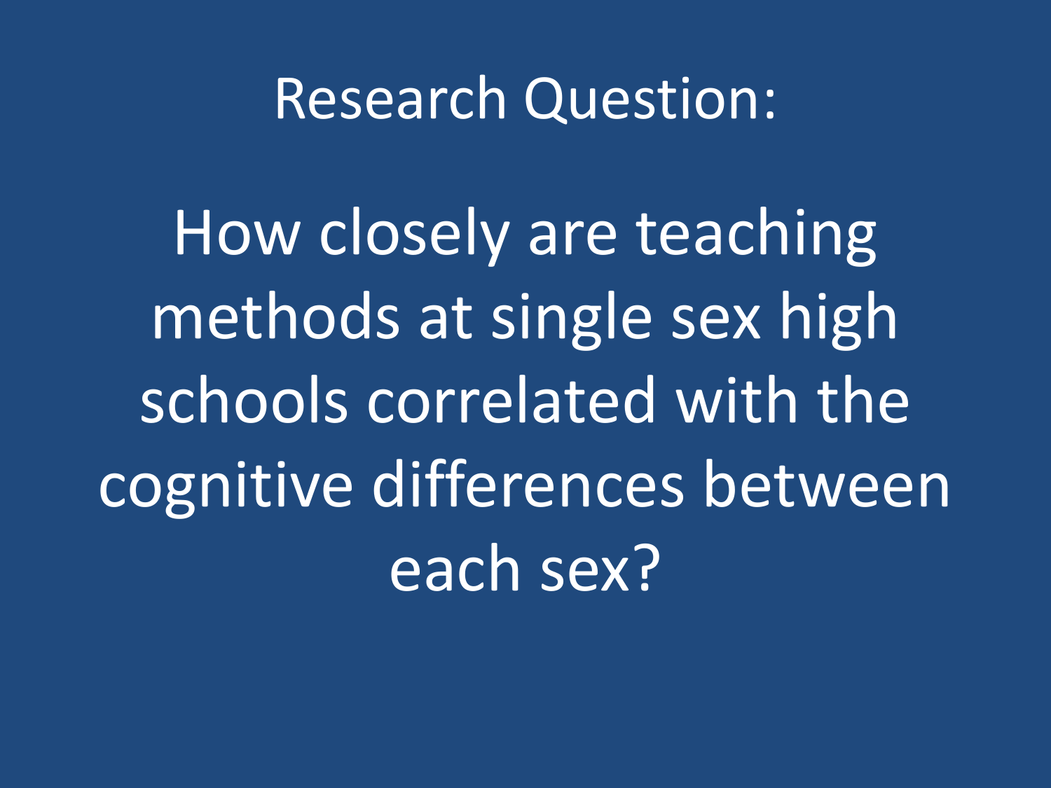# Research Question:

How closely are teaching methods at single sex high schools correlated with the cognitive differences between each sex?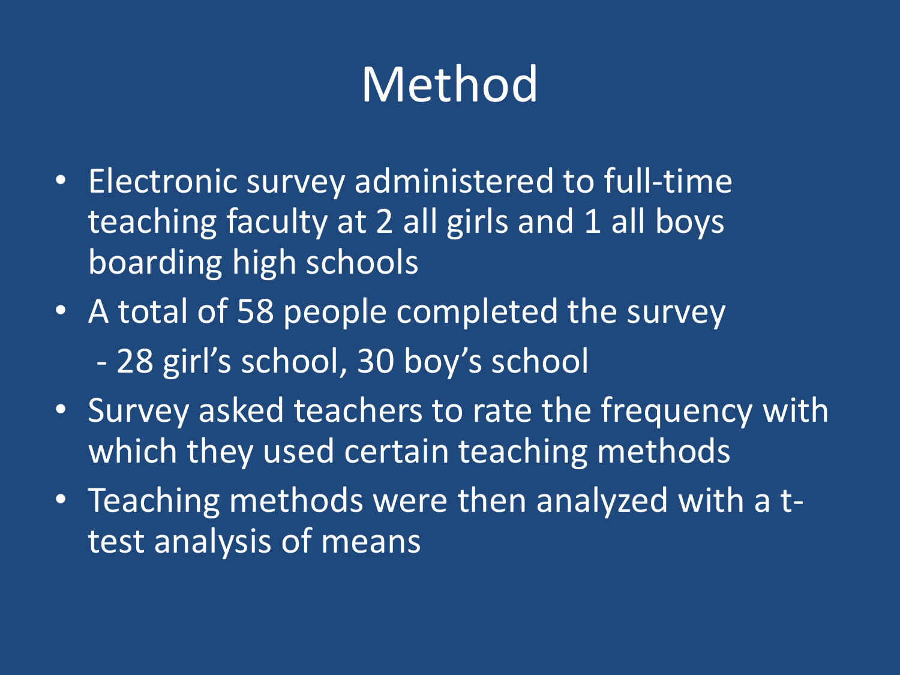# Method

- Electronic survey administered to full-time teaching faculty at 2 all girls and 1 all boys boarding high schools
- A total of 58 people completed the survey
  - 28 girl's school, 30 boy's school
- Survey asked teachers to rate the frequency with which they used certain teaching methods
- Teaching methods were then analyzed with a t-test analysis of means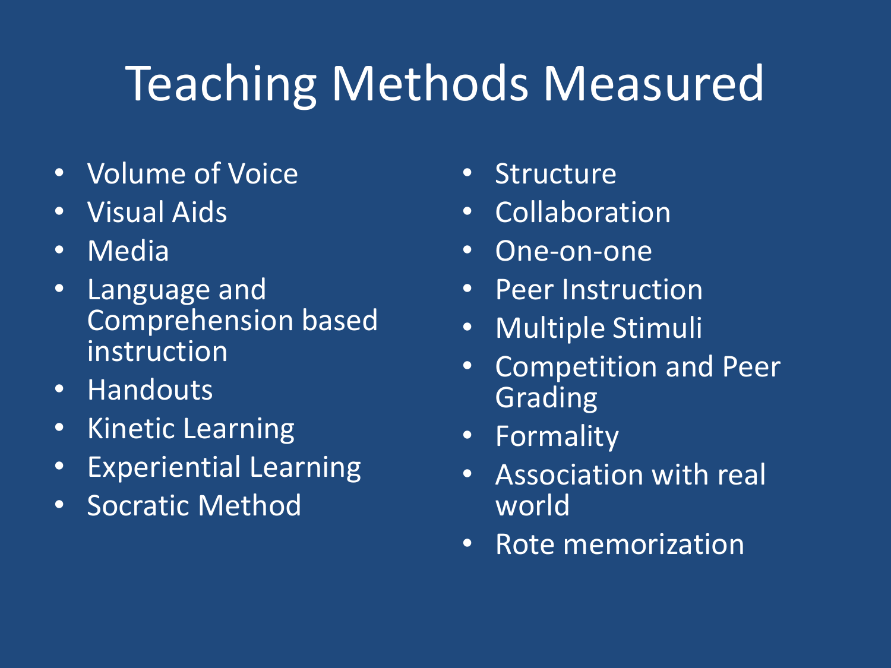# Teaching Methods Measured

- Volume of Voice
- Visual Aids
- Media
- Language and Comprehension based instruction
- Handouts
- Kinetic Learning
- Experiential Learning
- Socratic Method
- Structure
- Collaboration
- One-on-one
- Peer Instruction
- Multiple Stimuli
- Competition and Peer Grading
- Formality
- Association with real world
- Rote memorization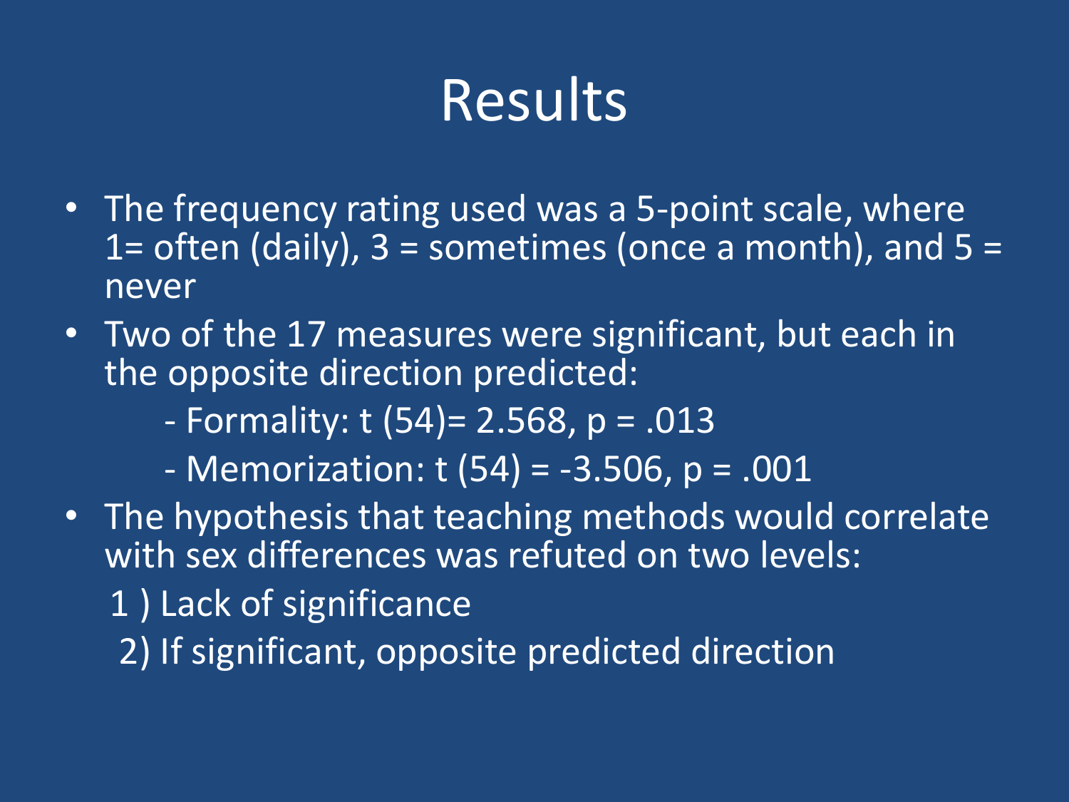# Results

- The frequency rating used was a 5-point scale, where 1= often (daily), 3 = sometimes (once a month), and 5 = never
- Two of the 17 measures were significant, but each in the opposite direction predicted:
  - Formality: $t\ (54) = 2.568$, $p = .013$
  - Memorization: $t\ (54) = -3.506$, $p = .001$
- The hypothesis that teaching methods would correlate with sex differences was refuted on two levels:
  1) Lack of significance
  2) If significant, opposite predicted direction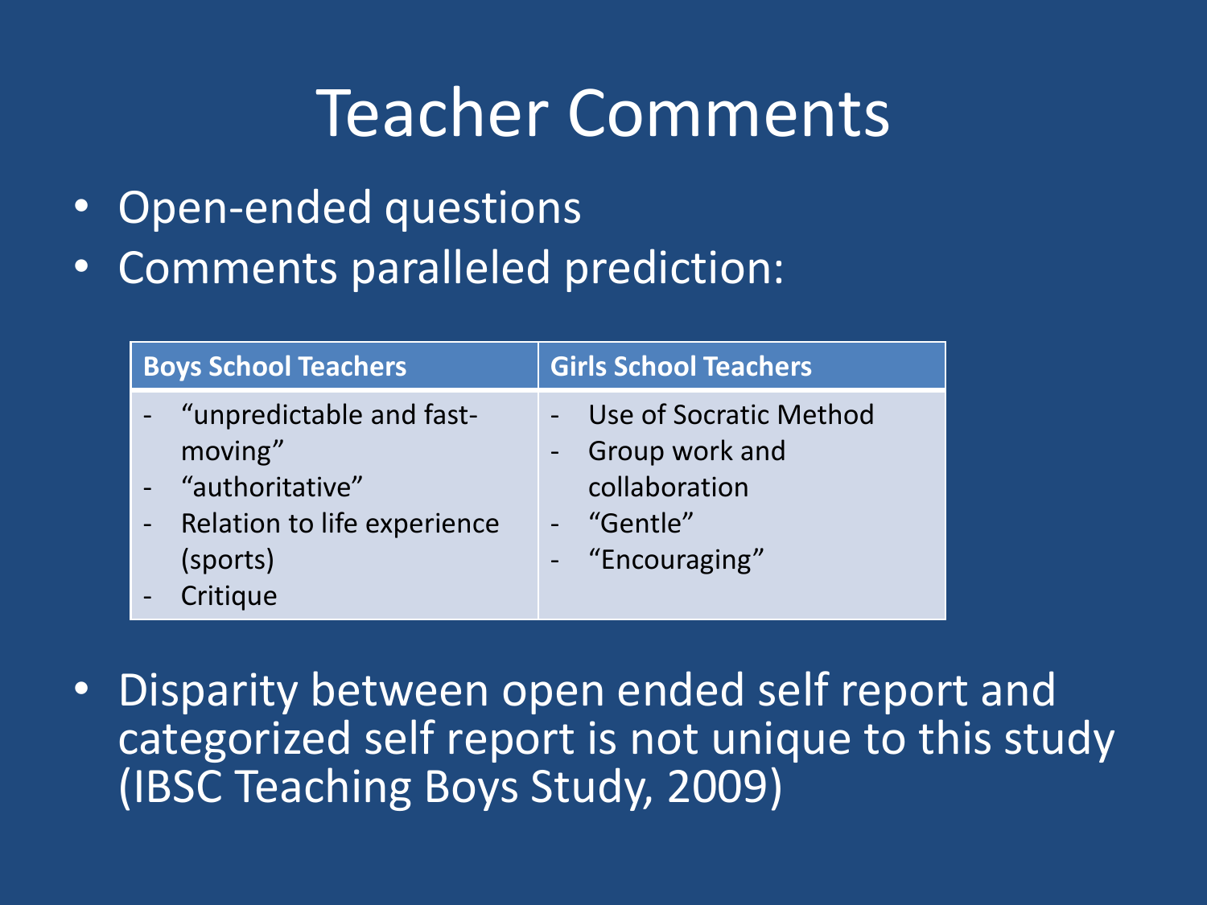# Teacher Comments

- Open-ended questions
- Comments paralleled prediction:

| Boys School Teachers | Girls School Teachers |
| --- | --- |
| - "unpredictable and fast-moving"<br>- "authoritative"<br>- Relation to life experience (sports)<br>- Critique | - Use of Socratic Method<br>- Group work and collaboration<br>- "Gentle"<br>- "Encouraging" |

- Disparity between open ended self report and categorized self report is not unique to this study (IBSC Teaching Boys Study, 2009)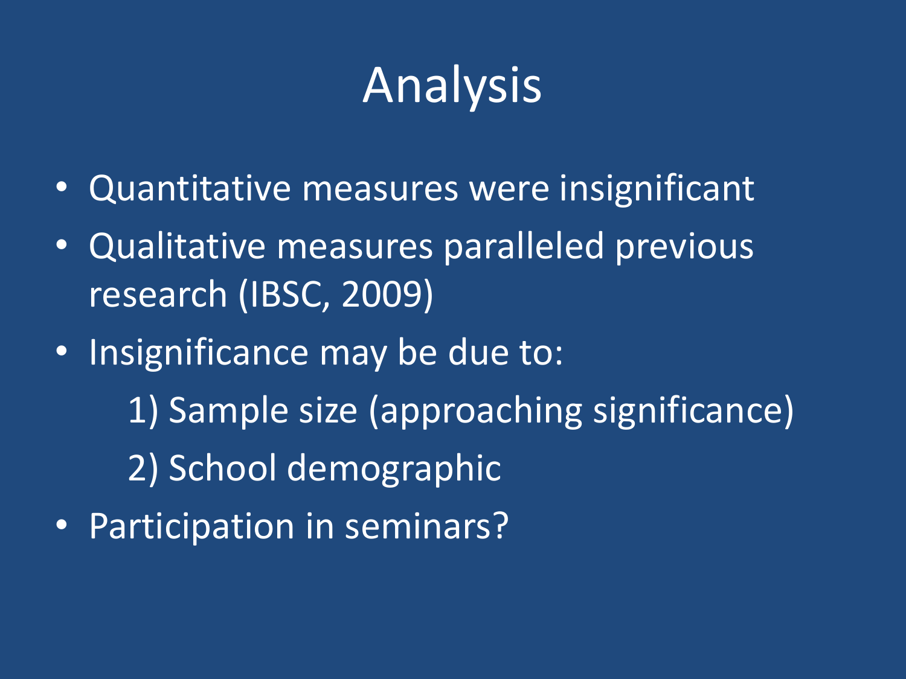# Analysis

- Quantitative measures were insignificant
- Qualitative measures paralleled previous research (IBSC, 2009)
- Insignificance may be due to:
  1) Sample size (approaching significance)
  2) School demographic
- Participation in seminars?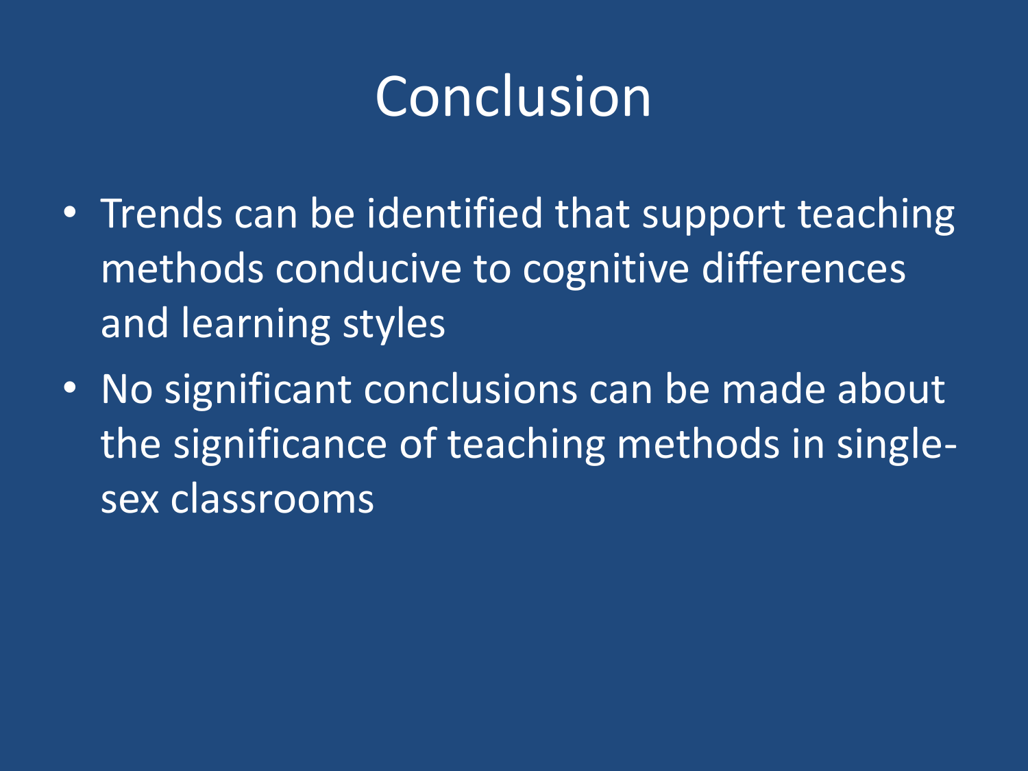# Conclusion

- Trends can be identified that support teaching methods conducive to cognitive differences and learning styles
- No significant conclusions can be made about the significance of teaching methods in single-sex classrooms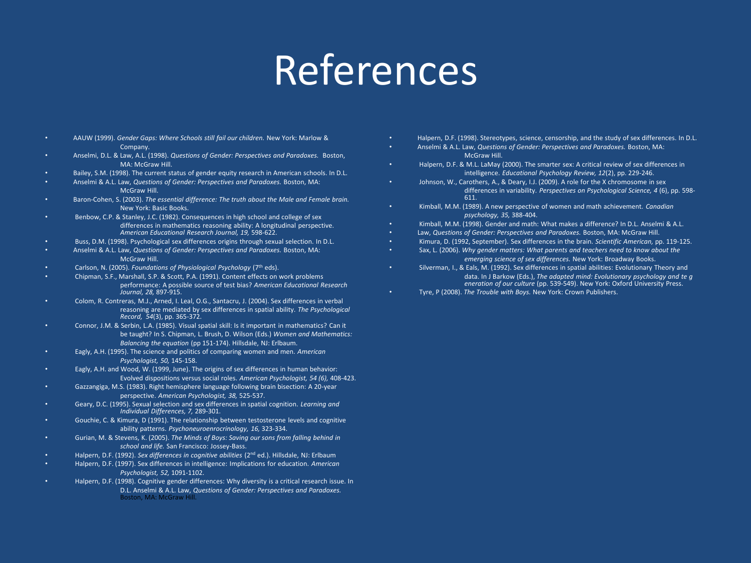# References

- AAUW (1999). *Gender Gaps: Where Schools still fail our children.* New York: Marlow & Company.
- Anselmi, D.L. & Law, A.L. (1998). *Questions of Gender: Perspectives and Paradoxes.* Boston, MA: McGraw Hill.
- Bailey, S.M. (1998). The current status of gender equity research in American schools. In D.L.
- Anselmi & A.L. Law, *Questions of Gender: Perspectives and Paradoxes.* Boston, MA: McGraw Hill.
- Baron-Cohen, S. (2003). *The essential difference: The truth about the Male and Female brain.* New York: Basic Books.
- Benbow, C.P. & Stanley, J.C. (1982). Consequences in high school and college of sex differences in mathematics reasoning ability: A longitudinal perspective. *American Educational Research Journal, 19,* 598-622.
- Buss, D.M. (1998). Psychological sex differences origins through sexual selection. In D.L.
- Anselmi & A.L. Law, *Questions of Gender: Perspectives and Paradoxes.* Boston, MA: McGraw Hill.
- Carlson, N. (2005). *Foundations of Physiological Psychology* (7th eds).
- Chipman, S.F., Marshall, S.P. & Scott, P.A. (1991). Content effects on work problems performance: A possible source of test bias? *American Educational Research Journal, 28,* 897-915.
- Colom, R. Contreras, M.J., Arned, I. Leal, O.G., Santacru, J. (2004). Sex differences in verbal reasoning are mediated by sex differences in spatial ability. *The Psychological Record, 54*(3), pp. 365-372.
- Connor, J.M. & Serbin, L.A. (1985). Visual spatial skill: Is it important in mathematics? Can it be taught? In S. Chipman, L. Brush, D. Wilson (Eds.) *Women and Mathematics: Balancing the equation* (pp 151-174). Hillsdale, NJ: Erlbaum.
- Eagly, A.H. (1995). The science and politics of comparing women and men. *American Psychologist, 50,* 145-158.
- Eagly, A.H. and Wood, W. (1999, June). The origins of sex differences in human behavior: Evolved dispositions versus social roles. *American Psychologist, 54 (6),* 408-423.
- Gazzangiga, M.S. (1983). Right hemisphere language following brain bisection: A 20-year perspective. *American Psychologist, 38,* 525-537.
- Geary, D.C. (1995). Sexual selection and sex differences in spatial cognition. *Learning and Individual Differences, 7,* 289-301.
- Gouchie, C. & Kimura, D (1991). The relationship between testosterone levels and cognitive ability patterns. *Psychoneuroenrocrinology, 16,* 323-334.
- Gurian, M. & Stevens, K. (2005). *The Minds of Boys: Saving our sons from falling behind in school and life.* San Francisco: Jossey-Bass.
- Halpern, D.F. (1992). *Sex differences in cognitive abilities* (2nd ed.). Hillsdale, NJ: Erlbaum
- Halpern, D.F. (1997). Sex differences in intelligence: Implications for education. *American Psychologist, 52,* 1091-1102.
- Halpern, D.F. (1998). Cognitive gender differences: Why diversity is a critical research issue. In D.L. Anselmi & A.L. Law, *Questions of Gender: Perspectives and Paradoxes.* Boston, MA: McGraw Hill.
- Halpern, D.F. (1998). Stereotypes, science, censorship, and the study of sex differences. In D.L.
- Anselmi & A.L. Law, *Questions of Gender: Perspectives and Paradoxes.* Boston, MA: McGraw Hill.
- Halpern, D.F. & M.L. LaMay (2000). The smarter sex: A critical review of sex differences in intelligence. *Educational Psychology Review, 12*(2), pp. 229-246.
- Johnson, W., Carothers, A., & Deary, I.J. (2009). A role for the X chromosome in sex differences in variability. *Perspectives on Psychological Science, 4* (6), pp. 598-611.
- Kimball, M.M. (1989). A new perspective of women and math achievement. *Canadian psychology, 35,* 388-404.
- Kimball, M.M. (1998). Gender and math: What makes a difference? In D.L. Anselmi & A.L.
- Law, *Questions of Gender: Perspectives and Paradoxes.* Boston, MA: McGraw Hill.
- Kimura, D. (1992, September). Sex differences in the brain. *Scientific American,* pp. 119-125.
- Sax, L. (2006). *Why gender matters: What parents and teachers need to know about the emerging science of sex differences.* New York: Broadway Books.
- Silverman, I., & Eals, M. (1992). Sex differences in spatial abilities: Evolutionary Theory and data. In J Barkow (Eds.), *The adapted mind: Evolutionary psychology and te g eneration of our culture* (pp. 539-549). New York: Oxford University Press.
- Tyre, P (2008). *The Trouble with Boys.* New York: Crown Publishers.